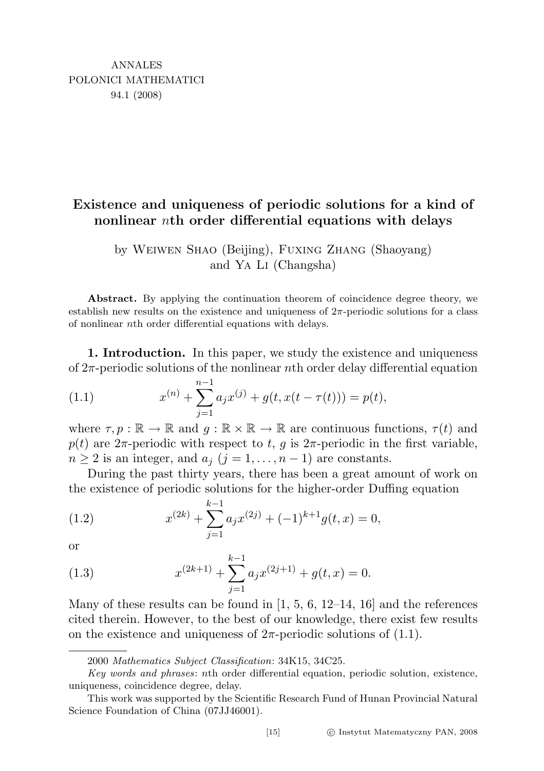# Existence and uniqueness of periodic solutions for a kind of nonlinear $n$th order differential equations with delays

by Weiwen Shao (Beijing), Fuxing Zhang (Shaoyang) and Ya Li (Changsha)

**Abstract.** By applying the continuation theorem of coincidence degree theory, we establish new results on the existence and uniqueness of $2\pi$-periodic solutions for a class of nonlinear $n$th order differential equations with delays.

**1. Introduction.** In this paper, we study the existence and uniqueness of $2\pi$-periodic solutions of the nonlinear $n$th order delay differential equation

$$x^{(n)} + \sum_{j=1}^{n-1} a_j x^{(j)} + g(t, x(t-\tau(t))) = p(t), \tag{1.1}$$

where $\tau, p : \mathbb{R} \to \mathbb{R}$ and $g : \mathbb{R} \times \mathbb{R} \to \mathbb{R}$ are continuous functions, $\tau(t)$ and $p(t)$ are $2\pi$-periodic with respect to $t$, $g$ is $2\pi$-periodic in the first variable, $n \geq 2$ is an integer, and $a_j$ ($j = 1, \ldots, n-1$) are constants.

During the past thirty years, there has been a great amount of work on the existence of periodic solutions for the higher-order Duffing equation

$$x^{(2k)} + \sum_{j=1}^{k-1} a_j x^{(2j)} + (-1)^{k+1} g(t, x) = 0, \tag{1.2}$$

or

$$x^{(2k+1)} + \sum_{j=1}^{k-1} a_j x^{(2j+1)} + g(t, x) = 0. \tag{1.3}$$

Many of these results can be found in [1, 5, 6, 12–14, 16] and the references cited therein. However, to the best of our knowledge, there exist few results on the existence and uniqueness of $2\pi$-periodic solutions of (1.1).

---

2000 *Mathematics Subject Classification*: 34K15, 34C25.

*Key words and phrases*: $n$th order differential equation, periodic solution, existence, uniqueness, coincidence degree, delay.

This work was supported by the Scientific Research Fund of Hunan Provincial Natural Science Foundation of China (07JJ46001).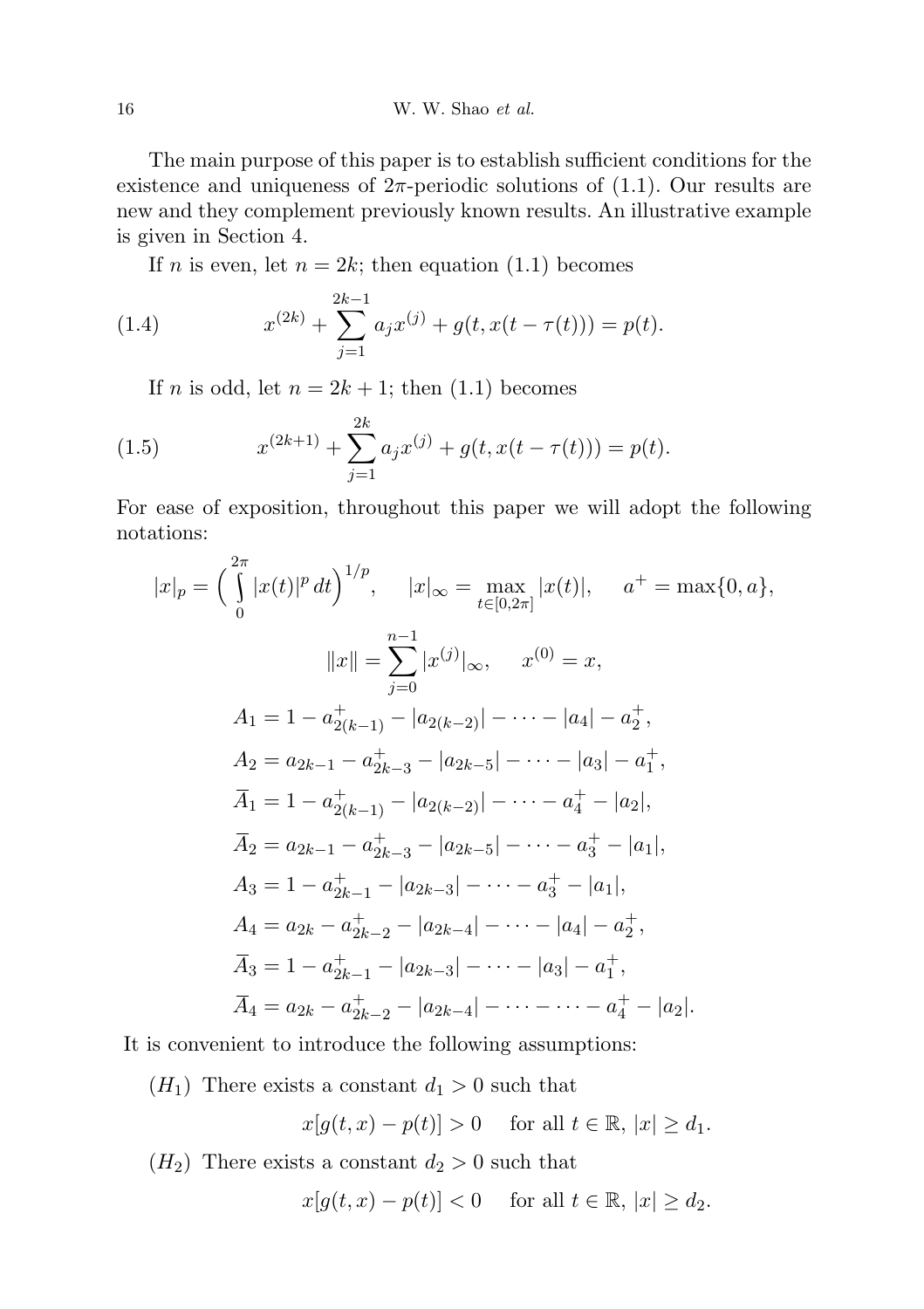The main purpose of this paper is to establish sufficient conditions for the existence and uniqueness of $2\pi$-periodic solutions of (1.1). Our results are new and they complement previously known results. An illustrative example is given in Section 4.

If $n$ is even, let $n = 2k$; then equation (1.1) becomes

$$x^{(2k)} + \sum_{j=1}^{2k-1} a_j x^{(j)} + g(t, x(t - \tau(t))) = p(t). \tag{1.4}$$

If $n$ is odd, let $n = 2k + 1$; then (1.1) becomes

$$x^{(2k+1)} + \sum_{j=1}^{2k} a_j x^{(j)} + g(t, x(t - \tau(t))) = p(t). \tag{1.5}$$

For ease of exposition, throughout this paper we will adopt the following notations:

$$|x|_p = \Big(\int_0^{2\pi} |x(t)|^p \, dt\Big)^{1/p}, \qquad |x|_\infty = \max_{t\in[0,2\pi]} |x(t)|, \qquad a^+ = \max\{0, a\},$$

$$\|x\| = \sum_{j=0}^{n-1} |x^{(j)}|_\infty, \qquad x^{(0)} = x,$$

$$A_1 = 1 - a^+_{2(k-1)} - |a_{2(k-2)}| - \cdots - |a_4| - a^+_2,$$

$$A_2 = a_{2k-1} - a^+_{2k-3} - |a_{2k-5}| - \cdots - |a_3| - a^+_1,$$

$$\overline{A}_1 = 1 - a^+_{2(k-1)} - |a_{2(k-2)}| - \cdots - a^+_4 - |a_2|,$$

$$\overline{A}_2 = a_{2k-1} - a^+_{2k-3} - |a_{2k-5}| - \cdots - a^+_3 - |a_1|,$$

$$A_3 = 1 - a^+_{2k-1} - |a_{2k-3}| - \cdots - a^+_3 - |a_1|,$$

$$A_4 = a_{2k} - a^+_{2k-2} - |a_{2k-4}| - \cdots - |a_4| - a^+_2,$$

$$\overline{A}_3 = 1 - a^+_{2k-1} - |a_{2k-3}| - \cdots - |a_3| - a^+_1,$$

$$\overline{A}_4 = a_{2k} - a^+_{2k-2} - |a_{2k-4}| - \cdots - \cdots - a^+_4 - |a_2|.$$

It is convenient to introduce the following assumptions:

$(H_1)$ There exists a constant $d_1 > 0$ such that

$$x[g(t, x) - p(t)] > 0 \quad \text{ for all } t \in \mathbb{R},\ |x| \geq d_1.$$

$(H_2)$ There exists a constant $d_2 > 0$ such that

$$x[g(t, x) - p(t)] < 0 \quad \text{ for all } t \in \mathbb{R},\ |x| \geq d_2.$$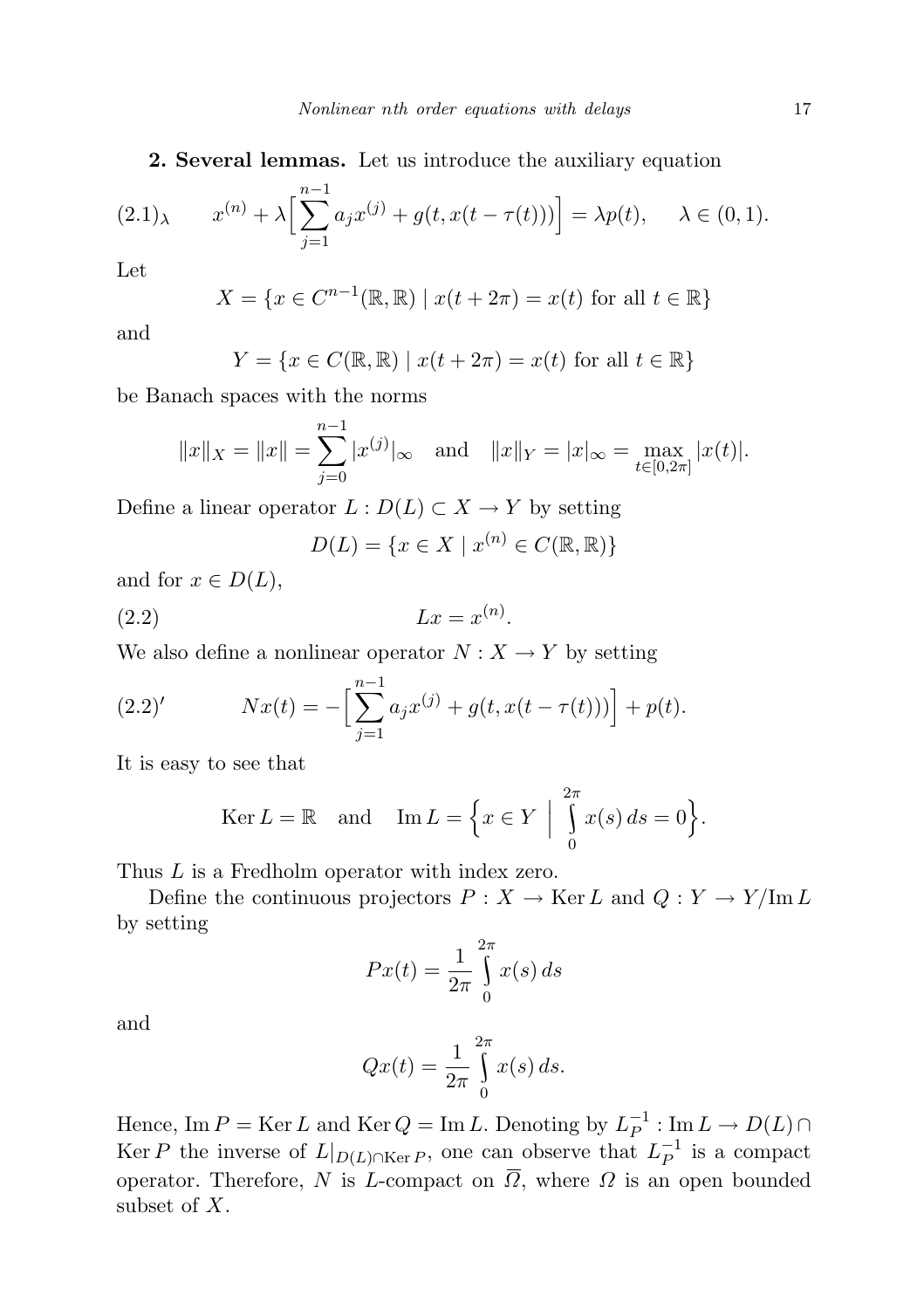**2. Several lemmas.** Let us introduce the auxiliary equation

$$x^{(n)} + \lambda\Big[\sum_{j=1}^{n-1} a_j x^{(j)} + g(t, x(t-\tau(t)))\Big] = \lambda p(t), \qquad \lambda \in (0,1). \tag{2.1$_\lambda$}$$

Let

$$X = \{x \in C^{n-1}(\mathbb{R}, \mathbb{R}) \mid x(t+2\pi) = x(t) \text{ for all } t \in \mathbb{R}\}$$

and

$$Y = \{x \in C(\mathbb{R}, \mathbb{R}) \mid x(t+2\pi) = x(t) \text{ for all } t \in \mathbb{R}\}$$

be Banach spaces with the norms

$$\|x\|_X = \|x\| = \sum_{j=0}^{n-1} |x^{(j)}|_\infty \quad \text{and} \quad \|x\|_Y = |x|_\infty = \max_{t\in[0,2\pi]} |x(t)|.$$

Define a linear operator $L : D(L) \subset X \to Y$ by setting

$$D(L) = \{x \in X \mid x^{(n)} \in C(\mathbb{R}, \mathbb{R})\}$$

and for $x \in D(L)$,

$$Lx = x^{(n)}. \tag{2.2}$$

We also define a nonlinear operator $N : X \to Y$ by setting

$$Nx(t) = -\Big[\sum_{j=1}^{n-1} a_j x^{(j)} + g(t, x(t-\tau(t)))\Big] + p(t). \tag{2.2$'$}$$

It is easy to see that

$$\operatorname{Ker} L = \mathbb{R} \quad \text{and} \quad \operatorname{Im} L = \Big\{x \in Y \ \Big|\ \int_0^{2\pi} x(s)\,ds = 0\Big\}.$$

Thus $L$ is a Fredholm operator with index zero.

Define the continuous projectors $P : X \to \operatorname{Ker} L$ and $Q : Y \to Y/\operatorname{Im} L$ by setting

$$Px(t) = \frac{1}{2\pi}\int_0^{2\pi} x(s)\,ds$$

and

$$Qx(t) = \frac{1}{2\pi}\int_0^{2\pi} x(s)\,ds.$$

Hence, $\operatorname{Im} P = \operatorname{Ker} L$ and $\operatorname{Ker} Q = \operatorname{Im} L$. Denoting by $L_P^{-1} : \operatorname{Im} L \to D(L) \cap \operatorname{Ker} P$ the inverse of $L|_{D(L)\cap \operatorname{Ker} P}$, one can observe that $L_P^{-1}$ is a compact operator. Therefore, $N$ is $L$-compact on $\overline{\Omega}$, where $\Omega$ is an open bounded subset of $X$.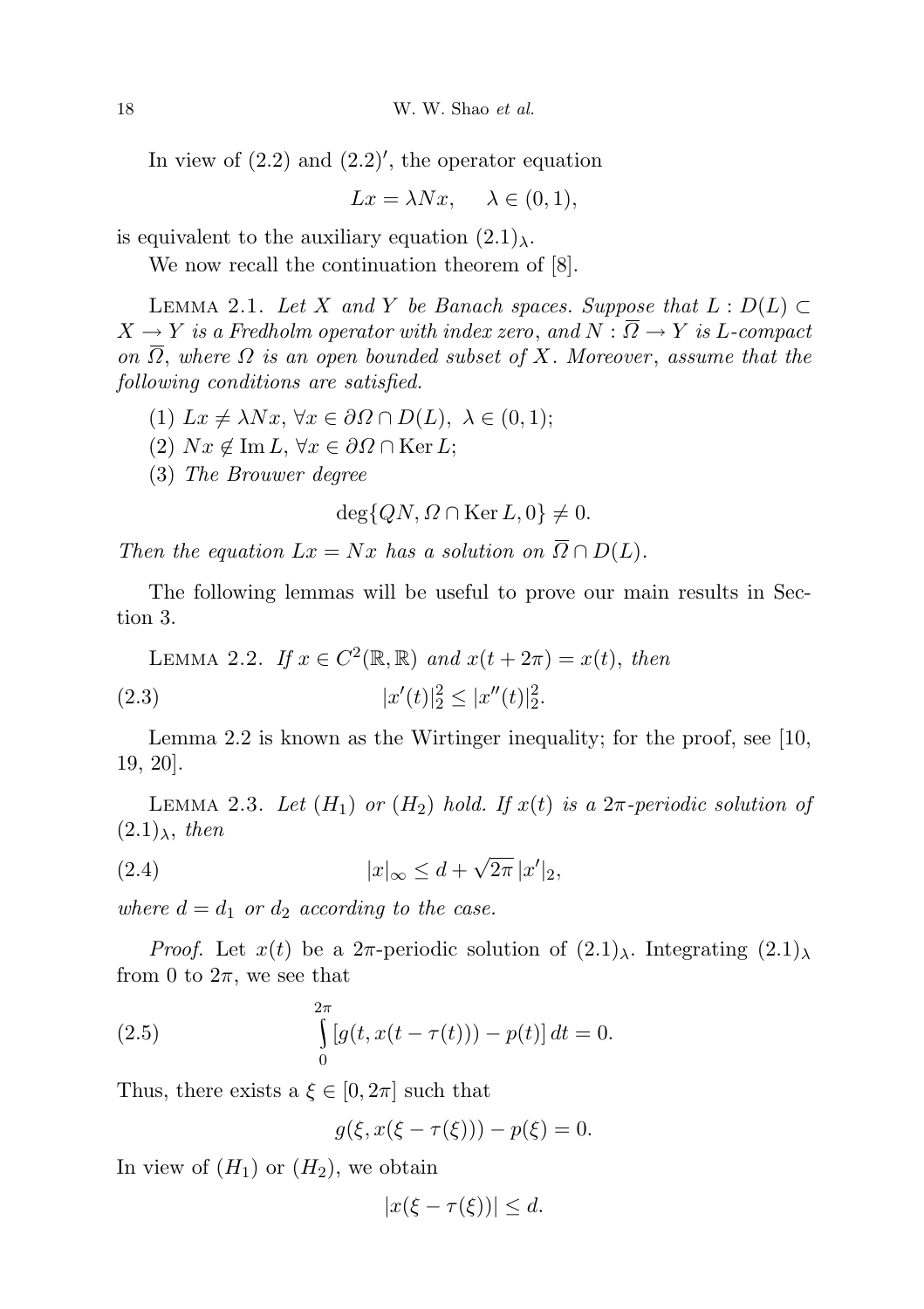In view of (2.2) and $(2.2)'$, the operator equation

$$Lx = \lambda Nx, \quad \lambda \in (0, 1),$$

is equivalent to the auxiliary equation $(2.1)_\lambda$.

We now recall the continuation theorem of [8].

Lemma 2.1. *Let $X$ and $Y$ be Banach spaces. Suppose that $L : D(L) \subset X \to Y$ is a Fredholm operator with index zero, and $N : \overline{\Omega} \to Y$ is $L$-compact on $\overline{\Omega}$, where $\Omega$ is an open bounded subset of $X$. Moreover, assume that the following conditions are satisfied.*

(1) $Lx \neq \lambda Nx$, $\forall x \in \partial\Omega \cap D(L)$, $\lambda \in (0, 1)$;

(2) $Nx \notin \operatorname{Im} L$, $\forall x \in \partial\Omega \cap \operatorname{Ker} L$;

(3) *The Brouwer degree*

$$\deg\{QN, \Omega \cap \operatorname{Ker} L, 0\} \neq 0.$$

*Then the equation $Lx = Nx$ has a solution on $\overline{\Omega} \cap D(L)$.*

The following lemmas will be useful to prove our main results in Section 3.

Lemma 2.2. *If $x \in C^2(\mathbb{R}, \mathbb{R})$ and $x(t + 2\pi) = x(t)$, then*

$$|x'(t)|_2^2 \leq |x''(t)|_2^2. \tag{2.3}$$

Lemma 2.2 is known as the Wirtinger inequality; for the proof, see [10, 19, 20].

Lemma 2.3. *Let $(H_1)$ or $(H_2)$ hold. If $x(t)$ is a $2\pi$-periodic solution of $(2.1)_\lambda$, then*

$$|x|_\infty \leq d + \sqrt{2\pi}\, |x'|_2, \tag{2.4}$$

*where $d = d_1$ or $d_2$ according to the case.*

*Proof.* Let $x(t)$ be a $2\pi$-periodic solution of $(2.1)_\lambda$. Integrating $(2.1)_\lambda$ from 0 to $2\pi$, we see that

$$\int_0^{2\pi} [g(t, x(t - \tau(t))) - p(t)]\, dt = 0. \tag{2.5}$$

Thus, there exists a $\xi \in [0, 2\pi]$ such that

$$g(\xi, x(\xi - \tau(\xi))) - p(\xi) = 0.$$

In view of $(H_1)$ or $(H_2)$, we obtain

$$|x(\xi - \tau(\xi))| \leq d.$$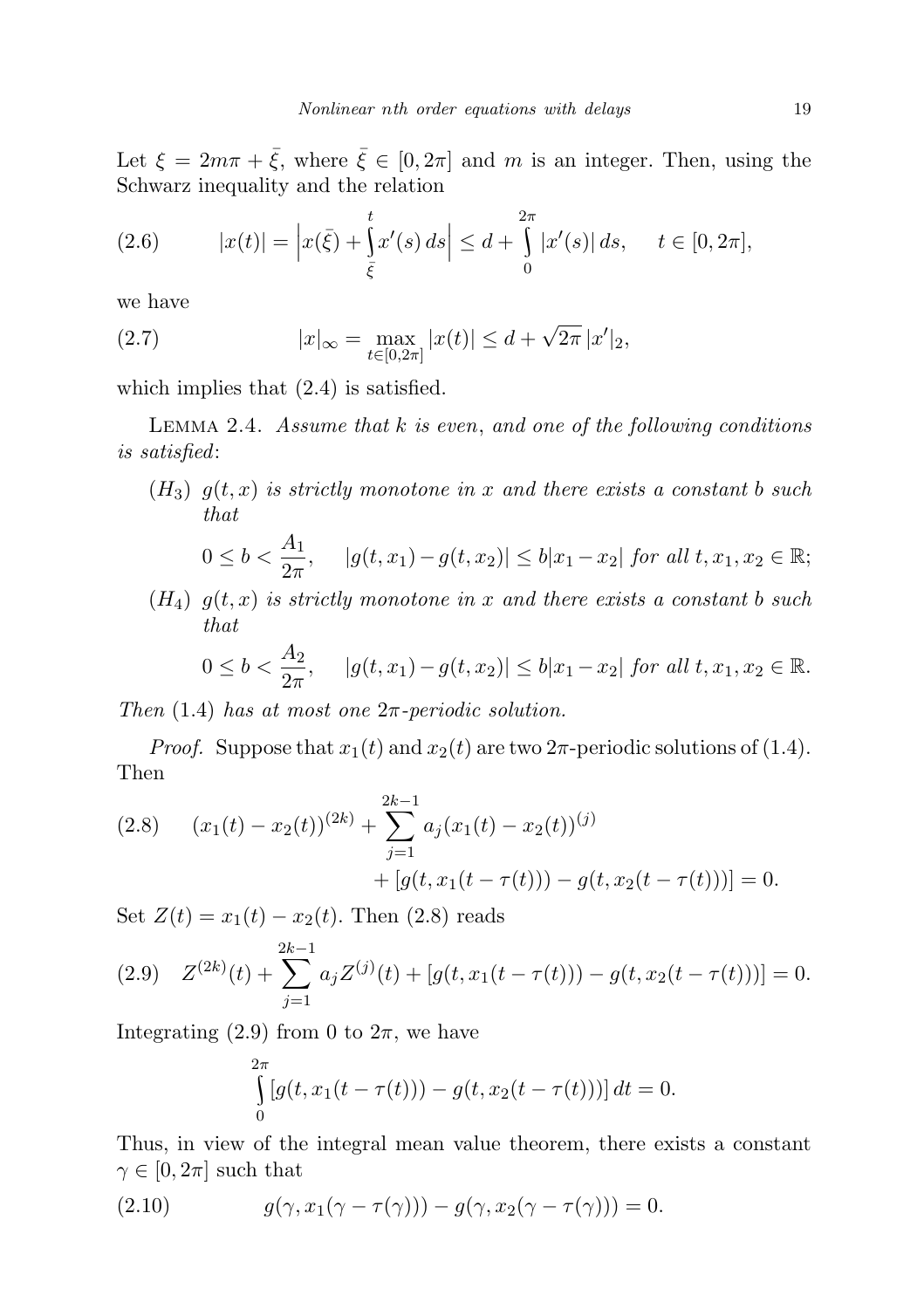Let $\xi = 2m\pi + \bar{\xi}$, where $\bar{\xi} \in [0, 2\pi]$ and $m$ is an integer. Then, using the Schwarz inequality and the relation

$$|x(t)| = \Big|x(\bar{\xi}) + \int_{\bar{\xi}}^{t} x'(s)\,ds\Big| \le d + \int_{0}^{2\pi} |x'(s)|\,ds, \qquad t \in [0, 2\pi], \tag{2.6}$$

we have

$$|x|_\infty = \max_{t\in[0,2\pi]} |x(t)| \le d + \sqrt{2\pi}\,|x'|_2, \tag{2.7}$$

which implies that (2.4) is satisfied.

Lemma 2.4. *Assume that $k$ is even, and one of the following conditions is satisfied*:

- $(H_3)$ *$g(t,x)$ is strictly monotone in $x$ and there exists a constant $b$ such that*

  $$0 \le b < \frac{A_1}{2\pi}, \qquad |g(t,x_1) - g(t,x_2)| \le b|x_1 - x_2| \textit{ for all } t, x_1, x_2 \in \mathbb{R};$$

- $(H_4)$ *$g(t,x)$ is strictly monotone in $x$ and there exists a constant $b$ such that*

  $$0 \le b < \frac{A_2}{2\pi}, \qquad |g(t,x_1) - g(t,x_2)| \le b|x_1 - x_2| \textit{ for all } t, x_1, x_2 \in \mathbb{R}.$$

*Then* (1.4) *has at most one $2\pi$-periodic solution.*

*Proof.* Suppose that $x_1(t)$ and $x_2(t)$ are two $2\pi$-periodic solutions of (1.4). Then

$$(x_1(t) - x_2(t))^{(2k)} + \sum_{j=1}^{2k-1} a_j (x_1(t) - x_2(t))^{(j)} + [g(t, x_1(t - \tau(t))) - g(t, x_2(t - \tau(t)))] = 0. \tag{2.8}$$

Set $Z(t) = x_1(t) - x_2(t)$. Then (2.8) reads

$$Z^{(2k)}(t) + \sum_{j=1}^{2k-1} a_j Z^{(j)}(t) + [g(t, x_1(t - \tau(t))) - g(t, x_2(t - \tau(t)))] = 0. \tag{2.9}$$

Integrating (2.9) from 0 to $2\pi$, we have

$$\int_0^{2\pi} [g(t, x_1(t - \tau(t))) - g(t, x_2(t - \tau(t)))]\,dt = 0.$$

Thus, in view of the integral mean value theorem, there exists a constant $\gamma \in [0, 2\pi]$ such that

$$g(\gamma, x_1(\gamma - \tau(\gamma))) - g(\gamma, x_2(\gamma - \tau(\gamma))) = 0. \tag{2.10}$$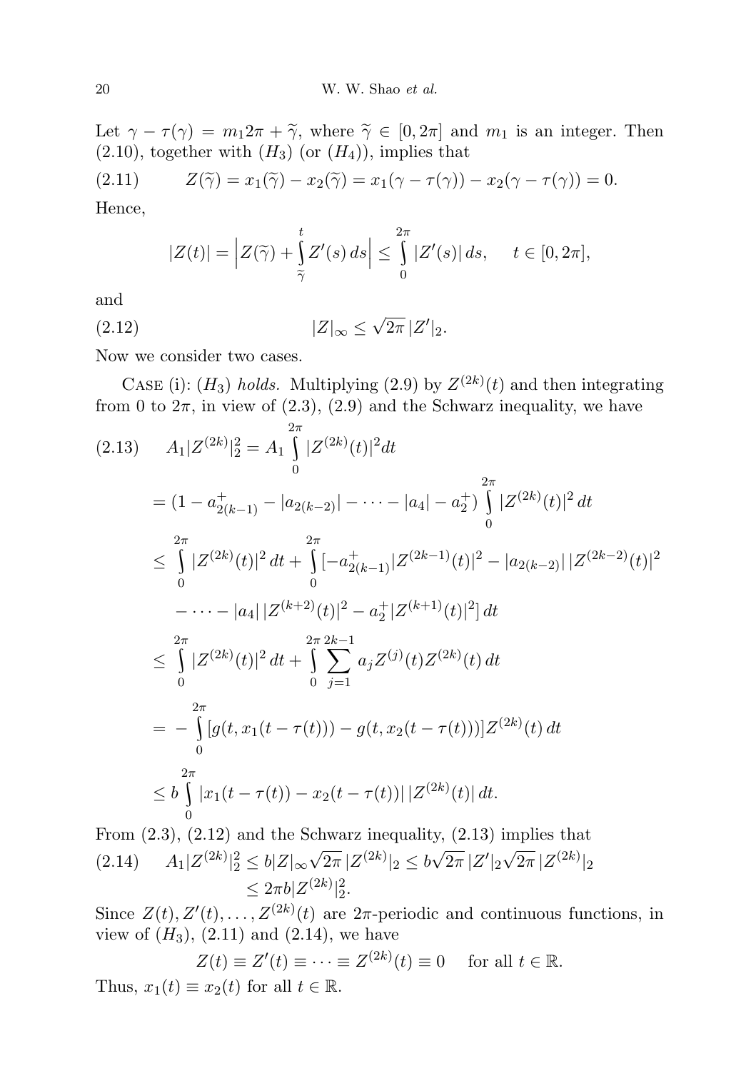Let $\gamma - \tau(\gamma) = m_1 2\pi + \widetilde{\gamma}$, where $\widetilde{\gamma} \in [0, 2\pi]$ and $m_1$ is an integer. Then (2.10), together with $(H_3)$ (or $(H_4)$), implies that

$$Z(\widetilde{\gamma}) = x_1(\widetilde{\gamma}) - x_2(\widetilde{\gamma}) = x_1(\gamma - \tau(\gamma)) - x_2(\gamma - \tau(\gamma)) = 0. \tag{2.11}$$

Hence,

$$|Z(t)| = \Big| Z(\widetilde{\gamma}) + \int_{\widetilde{\gamma}}^{t} Z'(s)\, ds \Big| \le \int_0^{2\pi} |Z'(s)|\, ds, \qquad t \in [0, 2\pi],$$

and

$$|Z|_\infty \le \sqrt{2\pi}\, |Z'|_2. \tag{2.12}$$

Now we consider two cases.

Case (i): $(H_3)$ *holds.* Multiplying (2.9) by $Z^{(2k)}(t)$ and then integrating from 0 to $2\pi$, in view of (2.3), (2.9) and the Schwarz inequality, we have

$$\begin{aligned}
A_1 |Z^{(2k)}|_2^2 &= A_1 \int_0^{2\pi} |Z^{(2k)}(t)|^2 dt \qquad (2.13)\\
&= (1 - a_{2(k-1)}^+ - |a_{2(k-2)}| - \cdots - |a_4| - a_2^+) \int_0^{2\pi} |Z^{(2k)}(t)|^2\, dt \\
&\le \int_0^{2\pi} |Z^{(2k)}(t)|^2\, dt + \int_0^{2\pi} [-a_{2(k-1)}^+ |Z^{(2k-1)}(t)|^2 - |a_{2(k-2)}|\, |Z^{(2k-2)}(t)|^2 \\
&\qquad - \cdots - |a_4|\, |Z^{(k+2)}(t)|^2 - a_2^+ |Z^{(k+1)}(t)|^2]\, dt \\
&\le \int_0^{2\pi} |Z^{(2k)}(t)|^2\, dt + \int_0^{2\pi} \sum_{j=1}^{2k-1} a_j Z^{(j)}(t) Z^{(2k)}(t)\, dt \\
&= -\int_0^{2\pi} [g(t, x_1(t - \tau(t))) - g(t, x_2(t - \tau(t)))] Z^{(2k)}(t)\, dt \\
&\le b \int_0^{2\pi} |x_1(t - \tau(t)) - x_2(t - \tau(t))|\, |Z^{(2k)}(t)|\, dt.
\end{aligned}$$

From (2.3), (2.12) and the Schwarz inequality, (2.13) implies that

$$\begin{aligned}
A_1 |Z^{(2k)}|_2^2 &\le b |Z|_\infty \sqrt{2\pi}\, |Z^{(2k)}|_2 \le b\sqrt{2\pi}\, |Z'|_2 \sqrt{2\pi}\, |Z^{(2k)}|_2 \qquad (2.14)\\
&\le 2\pi b |Z^{(2k)}|_2^2.
\end{aligned}$$

Since $Z(t), Z'(t), \ldots, Z^{(2k)}(t)$ are $2\pi$-periodic and continuous functions, in view of $(H_3)$, (2.11) and (2.14), we have

$$Z(t) \equiv Z'(t) \equiv \cdots \equiv Z^{(2k)}(t) \equiv 0 \quad \text{ for all } t \in \mathbb{R}.$$

Thus, $x_1(t) \equiv x_2(t)$ for all $t \in \mathbb{R}$.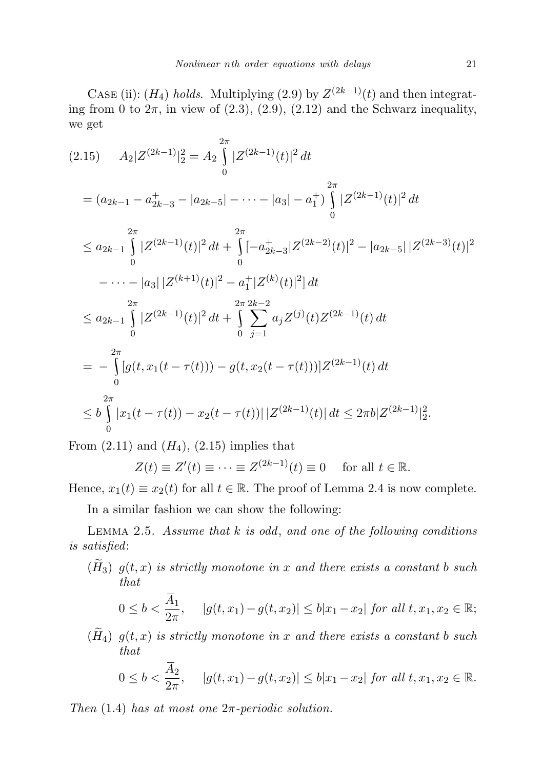Case (ii): $(H_4)$ *holds.* Multiplying (2.9) by $Z^{(2k-1)}(t)$ and then integrating from 0 to $2\pi$, in view of (2.3), (2.9), (2.12) and the Schwarz inequality, we get

$$
\begin{aligned}
(2.15)\qquad A_2|Z^{(2k-1)}|_2^2 &= A_2\int_0^{2\pi}|Z^{(2k-1)}(t)|^2\,dt\\
&= (a_{2k-1}-a_{2k-3}^{+}-|a_{2k-5}|-\cdots-|a_3|-a_1^{+})\int_0^{2\pi}|Z^{(2k-1)}(t)|^2\,dt\\
&\le a_{2k-1}\int_0^{2\pi}|Z^{(2k-1)}(t)|^2\,dt+\int_0^{2\pi}[-a_{2k-3}^{+}|Z^{(2k-2)}(t)|^2-|a_{2k-5}|\,|Z^{(2k-3)}(t)|^2\\
&\quad -\cdots-|a_3|\,|Z^{(k+1)}(t)|^2-a_1^{+}|Z^{(k)}(t)|^2]\,dt\\
&\le a_{2k-1}\int_0^{2\pi}|Z^{(2k-1)}(t)|^2\,dt+\int_0^{2\pi}\sum_{j=1}^{2k-2}a_jZ^{(j)}(t)Z^{(2k-1)}(t)\,dt\\
&= -\int_0^{2\pi}[g(t,x_1(t-\tau(t)))-g(t,x_2(t-\tau(t)))]Z^{(2k-1)}(t)\,dt\\
&\le b\int_0^{2\pi}|x_1(t-\tau(t))-x_2(t-\tau(t))|\,|Z^{(2k-1)}(t)|\,dt\le 2\pi b|Z^{(2k-1)}|_2^2.
\end{aligned}
$$

From (2.11) and $(H_4)$, (2.15) implies that

$$Z(t)\equiv Z'(t)\equiv\cdots\equiv Z^{(2k-1)}(t)\equiv 0\quad \text{ for all } t\in\mathbb{R}.$$

Hence, $x_1(t)\equiv x_2(t)$ for all $t\in\mathbb{R}$. The proof of Lemma 2.4 is now complete.

In a similar fashion we can show the following:

Lemma 2.5. *Assume that $k$ is odd, and one of the following conditions is satisfied*:

- $(\widetilde{H}_3)$ *$g(t,x)$ is strictly monotone in $x$ and there exists a constant $b$ such that*
$$0\le b<\frac{\overline{A}_1}{2\pi},\qquad |g(t,x_1)-g(t,x_2)|\le b|x_1-x_2| \text{ for all } t,x_1,x_2\in\mathbb{R};$$
- $(\widetilde{H}_4)$ *$g(t,x)$ is strictly monotone in $x$ and there exists a constant $b$ such that*
$$0\le b<\frac{\overline{A}_2}{2\pi},\qquad |g(t,x_1)-g(t,x_2)|\le b|x_1-x_2| \text{ for all } t,x_1,x_2\in\mathbb{R}.$$

*Then* (1.4) *has at most one $2\pi$-periodic solution.*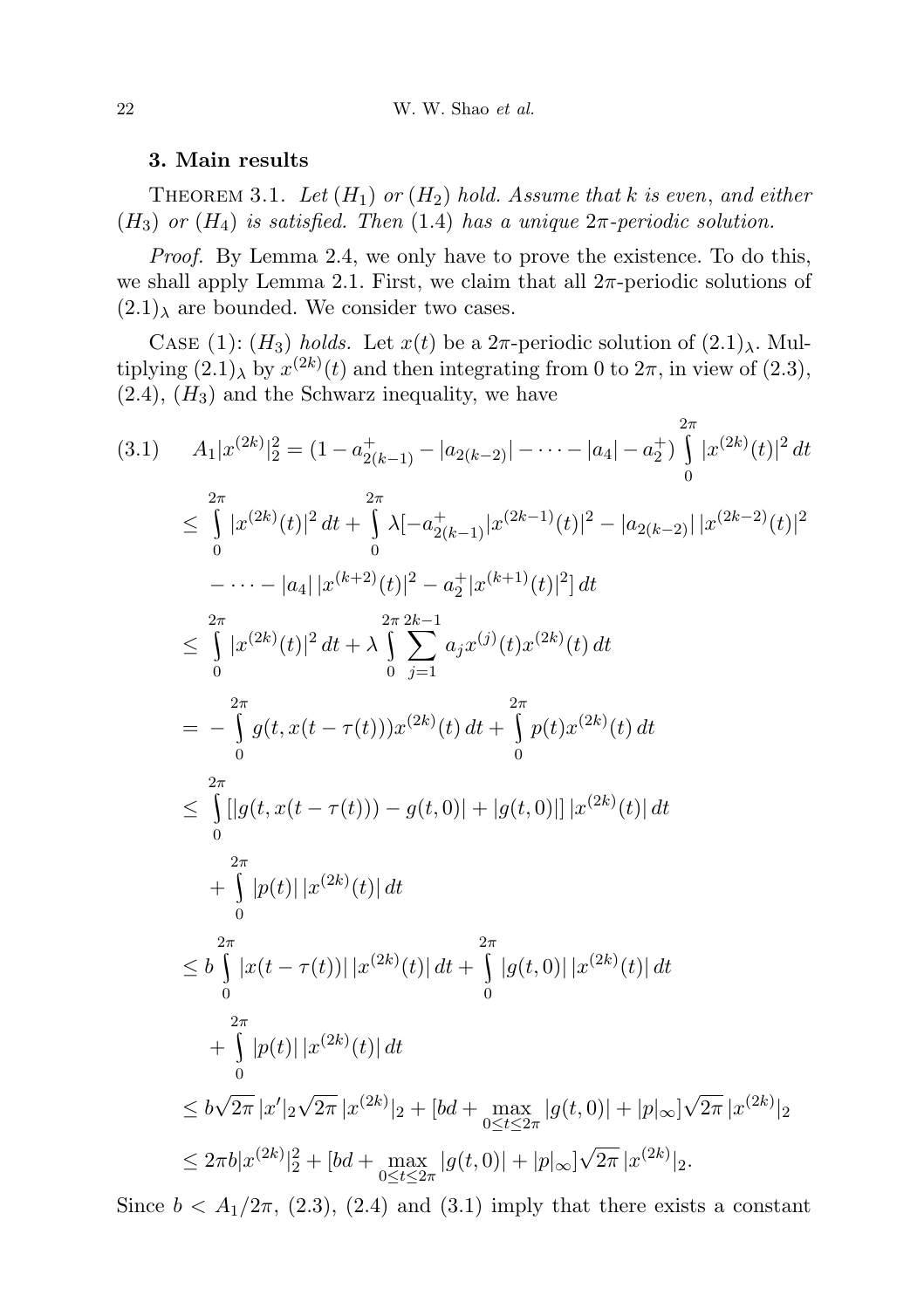## 3. Main results

THEOREM 3.1. *Let* $(H_1)$ *or* $(H_2)$ *hold. Assume that* $k$ *is even, and either* $(H_3)$ *or* $(H_4)$ *is satisfied. Then* (1.4) *has a unique* $2\pi$*-periodic solution.*

*Proof.* By Lemma 2.4, we only have to prove the existence. To do this, we shall apply Lemma 2.1. First, we claim that all $2\pi$-periodic solutions of $(2.1)_\lambda$ are bounded. We consider two cases.

CASE (1): $(H_3)$ *holds.* Let $x(t)$ be a $2\pi$-periodic solution of $(2.1)_\lambda$. Multiplying $(2.1)_\lambda$ by $x^{(2k)}(t)$ and then integrating from 0 to $2\pi$, in view of (2.3), (2.4), $(H_3)$ and the Schwarz inequality, we have

$$
\begin{aligned}
(3.1)\qquad A_1|x^{(2k)}|_2^2 &= (1 - a_{2(k-1)}^+ - |a_{2(k-2)}| - \cdots - |a_4| - a_2^+)\int_0^{2\pi} |x^{(2k)}(t)|^2\,dt \\
&\le \int_0^{2\pi} |x^{(2k)}(t)|^2\,dt + \int_0^{2\pi} \lambda[-a_{2(k-1)}^+|x^{(2k-1)}(t)|^2 - |a_{2(k-2)}|\,|x^{(2k-2)}(t)|^2 \\
&\qquad - \cdots - |a_4|\,|x^{(k+2)}(t)|^2 - a_2^+|x^{(k+1)}(t)|^2]\,dt \\
&\le \int_0^{2\pi} |x^{(2k)}(t)|^2\,dt + \lambda\int_0^{2\pi}\sum_{j=1}^{2k-1} a_j x^{(j)}(t)x^{(2k)}(t)\,dt \\
&= -\int_0^{2\pi} g(t,x(t-\tau(t)))x^{(2k)}(t)\,dt + \int_0^{2\pi} p(t)x^{(2k)}(t)\,dt \\
&\le \int_0^{2\pi} [|g(t,x(t-\tau(t))) - g(t,0)| + |g(t,0)|]\,|x^{(2k)}(t)|\,dt \\
&\qquad + \int_0^{2\pi} |p(t)|\,|x^{(2k)}(t)|\,dt \\
&\le b\int_0^{2\pi} |x(t-\tau(t))|\,|x^{(2k)}(t)|\,dt + \int_0^{2\pi} |g(t,0)|\,|x^{(2k)}(t)|\,dt \\
&\qquad + \int_0^{2\pi} |p(t)|\,|x^{(2k)}(t)|\,dt \\
&\le b\sqrt{2\pi}\,|x'|_2\sqrt{2\pi}\,|x^{(2k)}|_2 + [bd + \max_{0\le t\le 2\pi}|g(t,0)| + |p|_\infty]\sqrt{2\pi}\,|x^{(2k)}|_2 \\
&\le 2\pi b|x^{(2k)}|_2^2 + [bd + \max_{0\le t\le 2\pi}|g(t,0)| + |p|_\infty]\sqrt{2\pi}\,|x^{(2k)}|_2.
\end{aligned}
$$

Since $b < A_1/2\pi$, (2.3), (2.4) and (3.1) imply that there exists a constant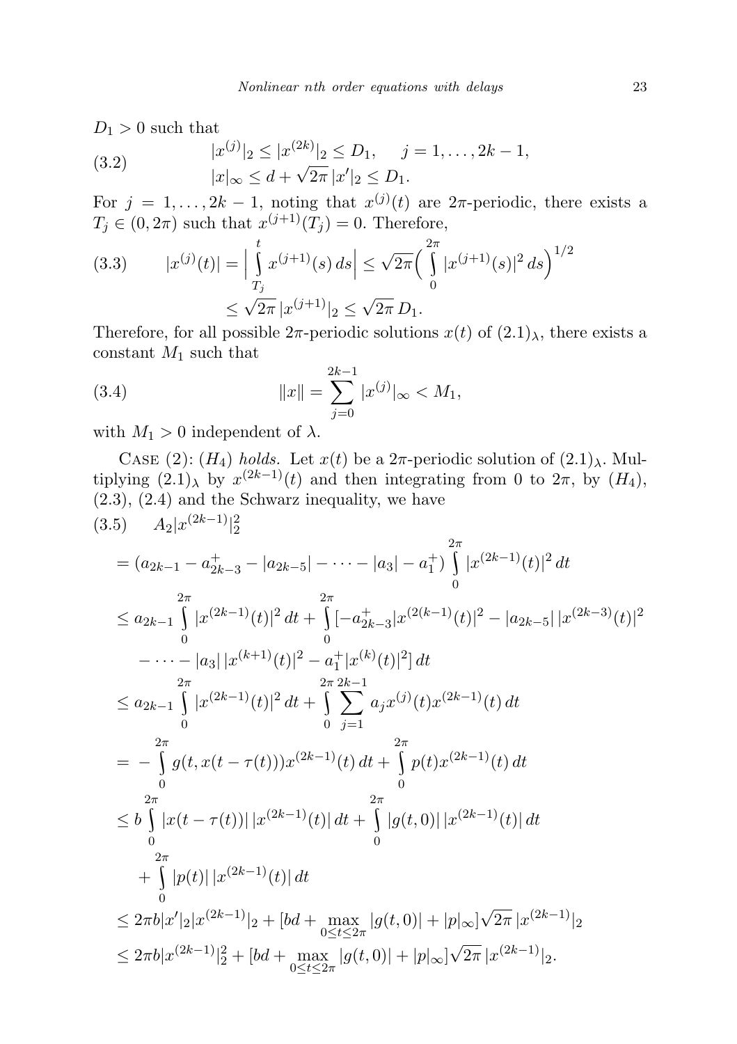$D_1 > 0$ such that

$$
\tag{3.2}
\begin{aligned}
&|x^{(j)}|_2 \le |x^{(2k)}|_2 \le D_1, \quad j = 1, \dots, 2k-1,\\
&|x|_\infty \le d + \sqrt{2\pi}\,|x'|_2 \le D_1.
\end{aligned}
$$

For $j = 1, \dots, 2k-1$, noting that $x^{(j)}(t)$ are $2\pi$-periodic, there exists a $T_j \in (0, 2\pi)$ such that $x^{(j+1)}(T_j) = 0$. Therefore,

$$
\tag{3.3}
\begin{aligned}
|x^{(j)}(t)| &= \Big| \int_{T_j}^{t} x^{(j+1)}(s)\,ds \Big| \le \sqrt{2\pi}\Big( \int_0^{2\pi} |x^{(j+1)}(s)|^2\,ds \Big)^{1/2}\\
&\le \sqrt{2\pi}\,|x^{(j+1)}|_2 \le \sqrt{2\pi}\,D_1.
\end{aligned}
$$

Therefore, for all possible $2\pi$-periodic solutions $x(t)$ of $(2.1)_\lambda$, there exists a constant $M_1$ such that

$$
\tag{3.4}
\|x\| = \sum_{j=0}^{2k-1} |x^{(j)}|_\infty < M_1,
$$

with $M_1 > 0$ independent of $\lambda$.

Case (2): $(H_4)$ *holds.* Let $x(t)$ be a $2\pi$-periodic solution of $(2.1)_\lambda$. Multiplying $(2.1)_\lambda$ by $x^{(2k-1)}(t)$ and then integrating from 0 to $2\pi$, by $(H_4)$, (2.3), (2.4) and the Schwarz inequality, we have

$$
\tag{3.5}
\begin{aligned}
&A_2|x^{(2k-1)}|_2^2\\
&= (a_{2k-1} - a_{2k-3}^+ - |a_{2k-5}| - \dots - |a_3| - a_1^+) \int_0^{2\pi} |x^{(2k-1)}(t)|^2\,dt\\
&\le a_{2k-1} \int_0^{2\pi} |x^{(2k-1)}(t)|^2\,dt + \int_0^{2\pi} [-a_{2k-3}^+|x^{(2(k-1)}(t)|^2 - |a_{2k-5}|\,|x^{(2k-3)}(t)|^2\\
&\quad - \dots - |a_3|\,|x^{(k+1)}(t)|^2 - a_1^+|x^{(k)}(t)|^2]\,dt\\
&\le a_{2k-1} \int_0^{2\pi} |x^{(2k-1)}(t)|^2\,dt + \int_0^{2\pi} \sum_{j=1}^{2k-1} a_j x^{(j)}(t) x^{(2k-1)}(t)\,dt\\
&= -\int_0^{2\pi} g(t, x(t-\tau(t)))x^{(2k-1)}(t)\,dt + \int_0^{2\pi} p(t)x^{(2k-1)}(t)\,dt\\
&\le b\int_0^{2\pi} |x(t-\tau(t))|\,|x^{(2k-1)}(t)|\,dt + \int_0^{2\pi} |g(t,0)|\,|x^{(2k-1)}(t)|\,dt\\
&\quad + \int_0^{2\pi} |p(t)|\,|x^{(2k-1)}(t)|\,dt\\
&\le 2\pi b|x'|_2|x^{(2k-1)}|_2 + [bd + \max_{0\le t\le 2\pi} |g(t,0)| + |p|_\infty]\sqrt{2\pi}\,|x^{(2k-1)}|_2\\
&\le 2\pi b|x^{(2k-1)}|_2^2 + [bd + \max_{0\le t\le 2\pi} |g(t,0)| + |p|_\infty]\sqrt{2\pi}\,|x^{(2k-1)}|_2.
\end{aligned}
$$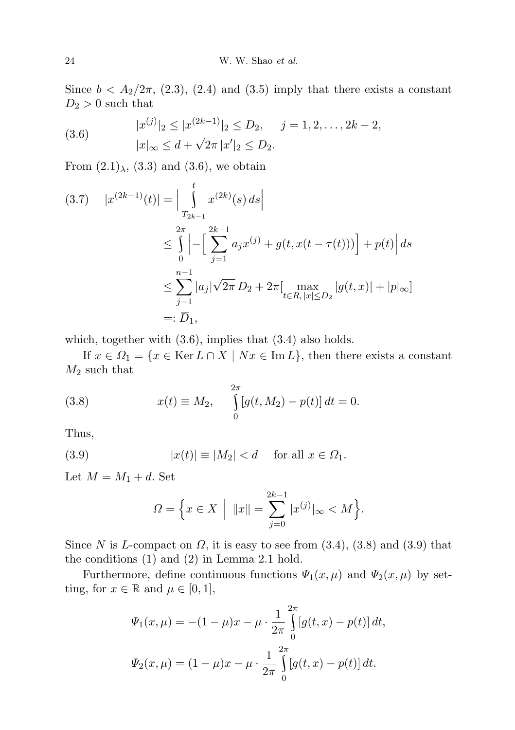Since $b < A_2/2\pi$, (2.3), (2.4) and (3.5) imply that there exists a constant $D_2 > 0$ such that

$$
\begin{aligned}
&|x^{(j)}|_2 \le |x^{(2k-1)}|_2 \le D_2, \qquad j = 1, 2, \ldots, 2k-2, \\
&|x|_\infty \le d + \sqrt{2\pi}\,|x'|_2 \le D_2.
\end{aligned} \tag{3.6}
$$

From $(2.1)_\lambda$, (3.3) and (3.6), we obtain

$$
\begin{aligned}
|x^{(2k-1)}(t)| &= \Big| \int_{T_{2k-1}}^{t} x^{(2k)}(s)\, ds \Big| \\
&\le \int_0^{2\pi} \Big| -\Big[ \sum_{j=1}^{2k-1} a_j x^{(j)} + g(t, x(t-\tau(t))) \Big] + p(t) \Big|\, ds \\
&\le \sum_{j=1}^{n-1} |a_j| \sqrt{2\pi}\, D_2 + 2\pi \big[ \max_{t \in R,\, |x| \le D_2} |g(t,x)| + |p|_\infty \big] \\
&=: \overline{D}_1,
\end{aligned} \tag{3.7}
$$

which, together with (3.6), implies that (3.4) also holds.

If $x \in \Omega_1 = \{x \in \operatorname{Ker} L \cap X \mid Nx \in \operatorname{Im} L\}$, then there exists a constant $M_2$ such that

$$
x(t) \equiv M_2, \qquad \int_0^{2\pi} [g(t, M_2) - p(t)]\, dt = 0. \tag{3.8}
$$

Thus,

$$
|x(t)| \equiv |M_2| < d \quad \text{ for all } x \in \Omega_1. \tag{3.9}
$$

Let $M = M_1 + d$. Set

$$
\Omega = \Big\{ x \in X \ \Big| \ \|x\| = \sum_{j=0}^{2k-1} |x^{(j)}|_\infty < M \Big\}.
$$

Since $N$ is $L$-compact on $\overline{\Omega}$, it is easy to see from (3.4), (3.8) and (3.9) that the conditions (1) and (2) in Lemma 2.1 hold.

Furthermore, define continuous functions $\Psi_1(x,\mu)$ and $\Psi_2(x,\mu)$ by setting, for $x \in \mathbb{R}$ and $\mu \in [0,1]$,

$$
\Psi_1(x,\mu) = -(1-\mu)x - \mu \cdot \frac{1}{2\pi} \int_0^{2\pi} [g(t,x) - p(t)]\, dt,
$$

$$
\Psi_2(x,\mu) = (1-\mu)x - \mu \cdot \frac{1}{2\pi} \int_0^{2\pi} [g(t,x) - p(t)]\, dt.
$$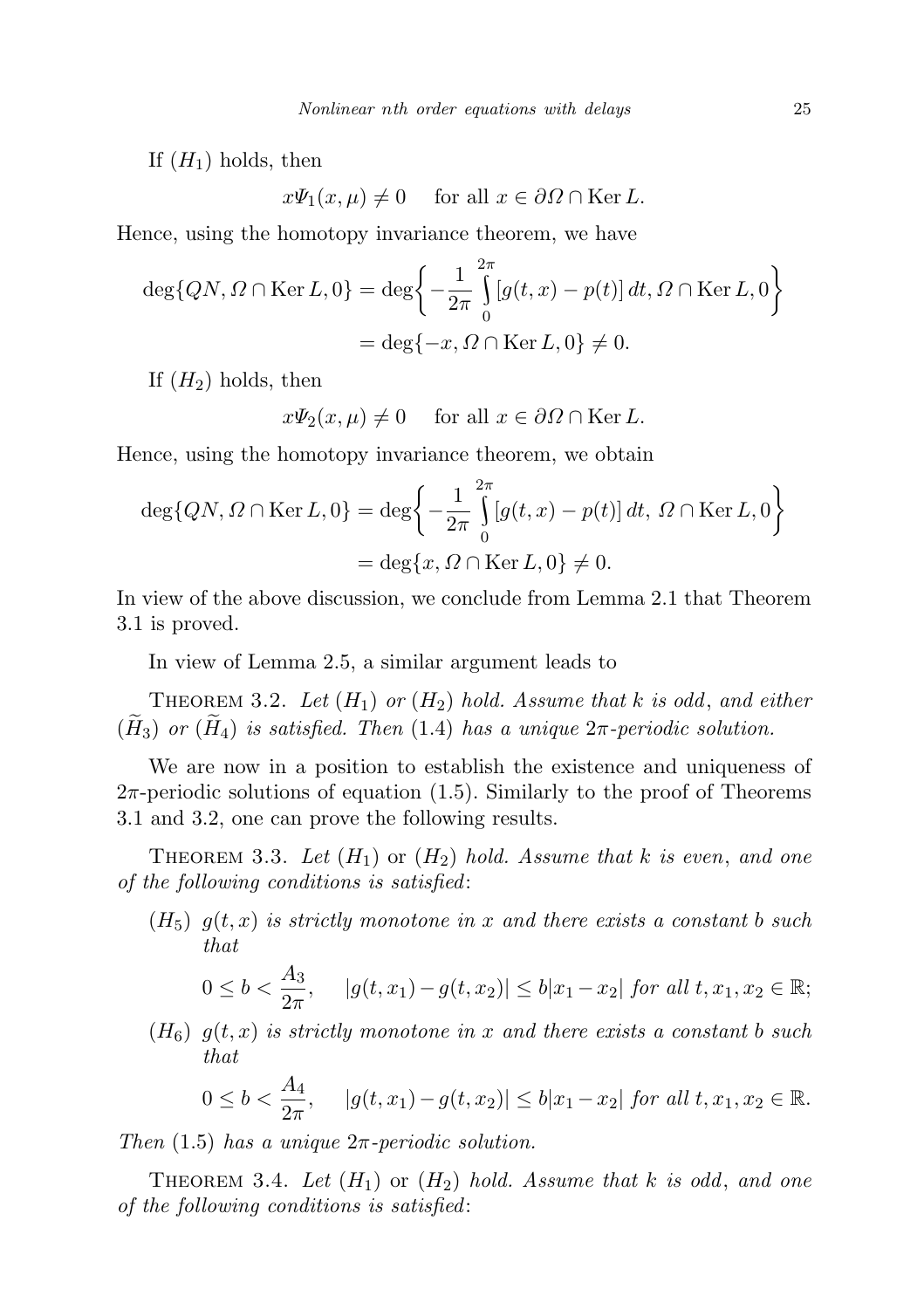If $(H_1)$ holds, then

$$x\Psi_1(x,\mu) \neq 0 \quad \text{for all } x \in \partial\Omega \cap \operatorname{Ker} L.$$

Hence, using the homotopy invariance theorem, we have

$$\begin{aligned}
\deg\{QN, \Omega \cap \operatorname{Ker} L, 0\} &= \deg\bigg\{-\frac{1}{2\pi}\int_0^{2\pi}[g(t,x)-p(t)]\,dt, \Omega \cap \operatorname{Ker} L, 0\bigg\} \\
&= \deg\{-x, \Omega \cap \operatorname{Ker} L, 0\} \neq 0.
\end{aligned}$$

If $(H_2)$ holds, then

$$x\Psi_2(x,\mu) \neq 0 \quad \text{for all } x \in \partial\Omega \cap \operatorname{Ker} L.$$

Hence, using the homotopy invariance theorem, we obtain

$$\begin{aligned}
\deg\{QN, \Omega \cap \operatorname{Ker} L, 0\} &= \deg\bigg\{-\frac{1}{2\pi}\int_0^{2\pi}[g(t,x)-p(t)]\,dt,\ \Omega \cap \operatorname{Ker} L, 0\bigg\} \\
&= \deg\{x, \Omega \cap \operatorname{Ker} L, 0\} \neq 0.
\end{aligned}$$

In view of the above discussion, we conclude from Lemma 2.1 that Theorem 3.1 is proved.

In view of Lemma 2.5, a similar argument leads to

Theorem 3.2. *Let $(H_1)$ or $(H_2)$ hold. Assume that $k$ is odd, and either $(\widetilde{H}_3)$ or $(\widetilde{H}_4)$ is satisfied. Then (1.4) has a unique $2\pi$-periodic solution.*

We are now in a position to establish the existence and uniqueness of $2\pi$-periodic solutions of equation (1.5). Similarly to the proof of Theorems 3.1 and 3.2, one can prove the following results.

Theorem 3.3. *Let $(H_1)$* or *$(H_2)$ hold. Assume that $k$ is even, and one of the following conditions is satisfied*:

- $(H_5)$ *$g(t,x)$ is strictly monotone in $x$ and there exists a constant $b$ such that*

$$0 \le b < \frac{A_3}{2\pi}, \quad |g(t,x_1)-g(t,x_2)| \le b|x_1-x_2| \text{ for all } t, x_1, x_2 \in \mathbb{R};$$

- $(H_6)$ *$g(t,x)$ is strictly monotone in $x$ and there exists a constant $b$ such that*

$$0 \le b < \frac{A_4}{2\pi}, \quad |g(t,x_1)-g(t,x_2)| \le b|x_1-x_2| \text{ for all } t, x_1, x_2 \in \mathbb{R}.$$

*Then (1.5) has a unique $2\pi$-periodic solution.*

Theorem 3.4. *Let $(H_1)$* or *$(H_2)$ hold. Assume that $k$ is odd, and one of the following conditions is satisfied*: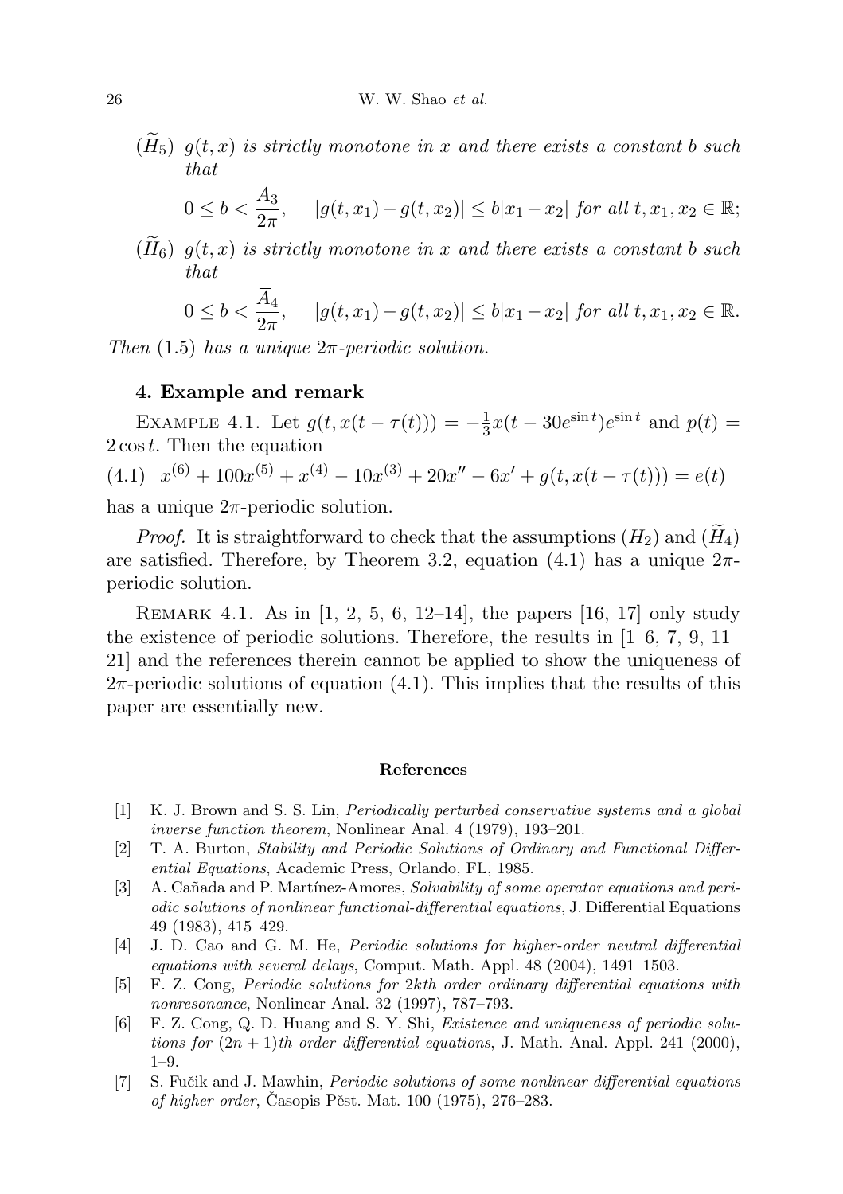$(\widetilde{H}_5)$ *$g(t,x)$ is strictly monotone in $x$ and there exists a constant $b$ such that*

$$0 \le b < \frac{\overline{A}_3}{2\pi}, \quad |g(t,x_1) - g(t,x_2)| \le b|x_1 - x_2| \text{ for all } t, x_1, x_2 \in \mathbb{R};$$

$(\widetilde{H}_6)$ *$g(t,x)$ is strictly monotone in $x$ and there exists a constant $b$ such that*

$$0 \le b < \frac{\overline{A}_4}{2\pi}, \quad |g(t,x_1) - g(t,x_2)| \le b|x_1 - x_2| \text{ for all } t, x_1, x_2 \in \mathbb{R}.$$

*Then* (1.5) *has a unique $2\pi$-periodic solution.*

### 4. Example and remark

Example 4.1. Let $g(t, x(t-\tau(t))) = -\frac{1}{3}x(t - 30e^{\sin t})e^{\sin t}$ and $p(t) = 2\cos t$. Then the equation

$$x^{(6)} + 100x^{(5)} + x^{(4)} - 10x^{(3)} + 20x'' - 6x' + g(t, x(t-\tau(t))) = e(t) \tag{4.1}$$

has a unique $2\pi$-periodic solution.

*Proof.* It is straightforward to check that the assumptions $(H_2)$ and $(\widetilde{H}_4)$ are satisfied. Therefore, by Theorem 3.2, equation (4.1) has a unique $2\pi$-periodic solution.

Remark 4.1. As in [1, 2, 5, 6, 12–14], the papers [16, 17] only study the existence of periodic solutions. Therefore, the results in [1–6, 7, 9, 11–21] and the references therein cannot be applied to show the uniqueness of $2\pi$-periodic solutions of equation (4.1). This implies that the results of this paper are essentially new.

### References

[1] K. J. Brown and S. S. Lin, *Periodically perturbed conservative systems and a global inverse function theorem*, Nonlinear Anal. 4 (1979), 193–201.

[2] T. A. Burton, *Stability and Periodic Solutions of Ordinary and Functional Differential Equations*, Academic Press, Orlando, FL, 1985.

[3] A. Cañada and P. Martínez-Amores, *Solvability of some operator equations and periodic solutions of nonlinear functional-differential equations*, J. Differential Equations 49 (1983), 415–429.

[4] J. D. Cao and G. M. He, *Periodic solutions for higher-order neutral differential equations with several delays*, Comput. Math. Appl. 48 (2004), 1491–1503.

[5] F. Z. Cong, *Periodic solutions for $2k$th order ordinary differential equations with nonresonance*, Nonlinear Anal. 32 (1997), 787–793.

[6] F. Z. Cong, Q. D. Huang and S. Y. Shi, *Existence and uniqueness of periodic solutions for $(2n+1)$th order differential equations*, J. Math. Anal. Appl. 241 (2000), 1–9.

[7] S. Fučik and J. Mawhin, *Periodic solutions of some nonlinear differential equations of higher order*, Časopis Pěst. Mat. 100 (1975), 276–283.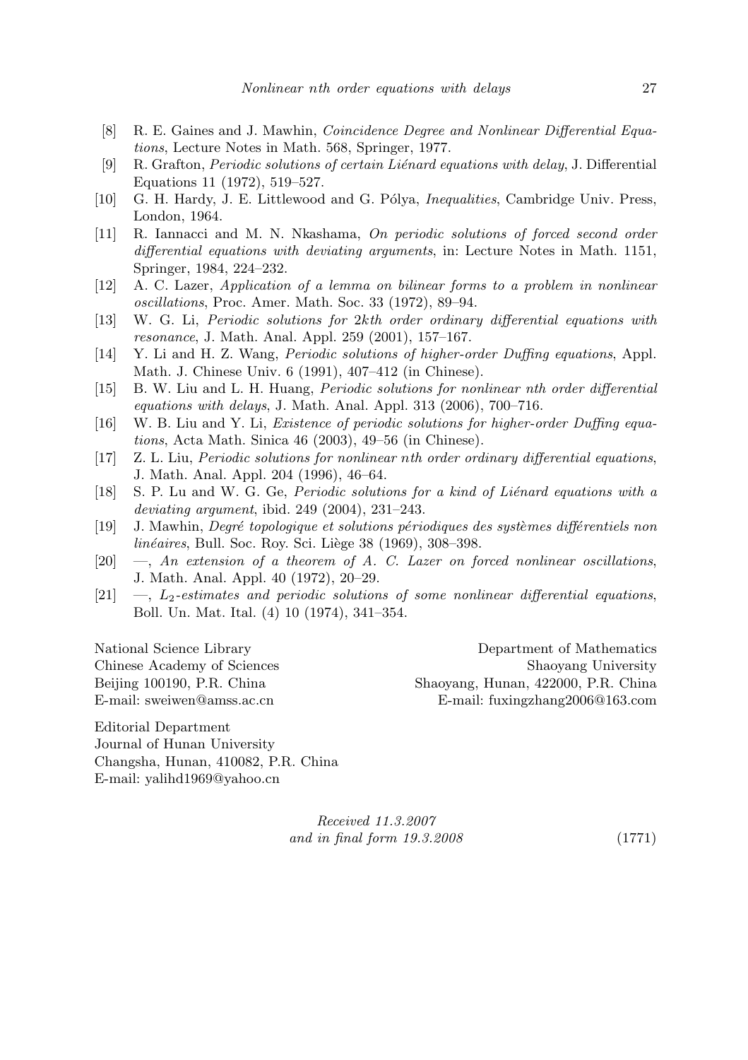[8] R. E. Gaines and J. Mawhin, *Coincidence Degree and Nonlinear Differential Equations*, Lecture Notes in Math. 568, Springer, 1977.

[9] R. Grafton, *Periodic solutions of certain Liénard equations with delay*, J. Differential Equations 11 (1972), 519–527.

[10] G. H. Hardy, J. E. Littlewood and G. Pólya, *Inequalities*, Cambridge Univ. Press, London, 1964.

[11] R. Iannacci and M. N. Nkashama, *On periodic solutions of forced second order differential equations with deviating arguments*, in: Lecture Notes in Math. 1151, Springer, 1984, 224–232.

[12] A. C. Lazer, *Application of a lemma on bilinear forms to a problem in nonlinear oscillations*, Proc. Amer. Math. Soc. 33 (1972), 89–94.

[13] W. G. Li, *Periodic solutions for 2kth order ordinary differential equations with resonance*, J. Math. Anal. Appl. 259 (2001), 157–167.

[14] Y. Li and H. Z. Wang, *Periodic solutions of higher-order Duffing equations*, Appl. Math. J. Chinese Univ. 6 (1991), 407–412 (in Chinese).

[15] B. W. Liu and L. H. Huang, *Periodic solutions for nonlinear nth order differential equations with delays*, J. Math. Anal. Appl. 313 (2006), 700–716.

[16] W. B. Liu and Y. Li, *Existence of periodic solutions for higher-order Duffing equations*, Acta Math. Sinica 46 (2003), 49–56 (in Chinese).

[17] Z. L. Liu, *Periodic solutions for nonlinear nth order ordinary differential equations*, J. Math. Anal. Appl. 204 (1996), 46–64.

[18] S. P. Lu and W. G. Ge, *Periodic solutions for a kind of Liénard equations with a deviating argument*, ibid. 249 (2004), 231–243.

[19] J. Mawhin, *Degré topologique et solutions périodiques des systèmes différentiels non linéaires*, Bull. Soc. Roy. Sci. Liège 38 (1969), 308–398.

[20] —, *An extension of a theorem of A. C. Lazer on forced nonlinear oscillations*, J. Math. Anal. Appl. 40 (1972), 20–29.

[21] —, *$L_2$-estimates and periodic solutions of some nonlinear differential equations*, Boll. Un. Mat. Ital. (4) 10 (1974), 341–354.

National Science Library
Chinese Academy of Sciences
Beijing 100190, P.R. China
E-mail: sweiwen@amss.ac.cn

Department of Mathematics
Shaoyang University
Shaoyang, Hunan, 422000, P.R. China
E-mail: fuxingzhang2006@163.com

Editorial Department
Journal of Hunan University
Changsha, Hunan, 410082, P.R. China
E-mail: yalihd1969@yahoo.cn

*Received 11.3.2007*
*and in final form 19.3.2008* (1771)